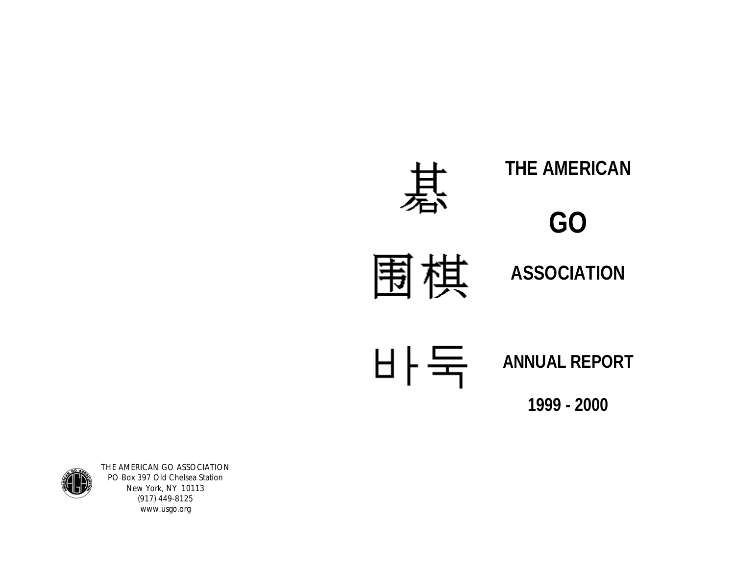碁

圍棋

바둑

# THE AMERICAN

# GO

# ASSOCIATION

# ANNUAL REPORT

# 1999 - 2000

THE AMERICAN GO ASSOCIATION
PO Box 397 Old Chelsea Station
New York, NY 10113
(917) 449-8125
www.usgo.org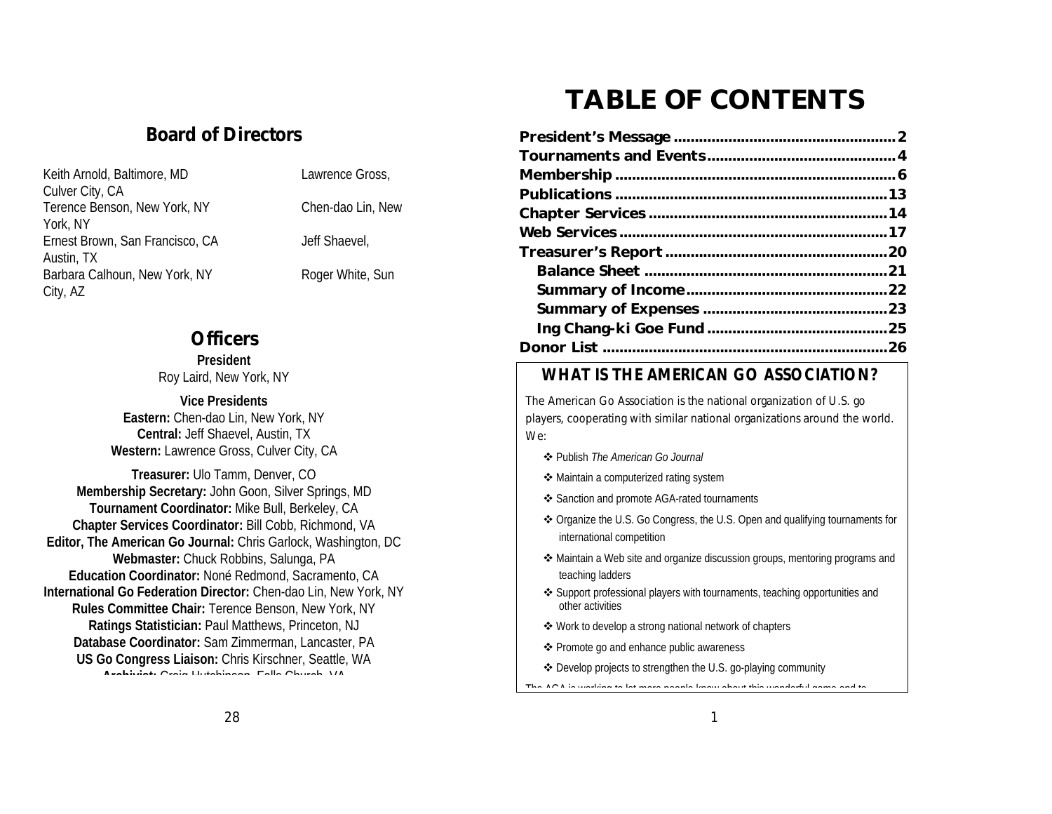## Board of Directors

Keith Arnold, Baltimore, MD
Terence Benson, New York, NY
Ernest Brown, San Francisco, CA
Barbara Calhoun, New York, NY
Lawrence Gross, Culver City, CA
Chen-dao Lin, New York, NY
Jeff Shaevel, Austin, TX
Roger White, Sun City, AZ

## Officers

**President**
Roy Laird, New York, NY

**Vice Presidents**
**Eastern:** Chen-dao Lin, New York, NY
**Central:** Jeff Shaevel, Austin, TX
**Western:** Lawrence Gross, Culver City, CA

**Treasurer:** Ulo Tamm, Denver, CO
**Membership Secretary:** John Goon, Silver Springs, MD
**Tournament Coordinator:** Mike Bull, Berkeley, CA
**Chapter Services Coordinator:** Bill Cobb, Richmond, VA
**Editor, The American Go Journal:** Chris Garlock, Washington, DC
**Webmaster:** Chuck Robbins, Salunga, PA
**Education Coordinator:** Noné Redmond, Sacramento, CA
**International Go Federation Director:** Chen-dao Lin, New York, NY
**Rules Committee Chair:** Terence Benson, New York, NY
**Ratings Statistician:** Paul Matthews, Princeton, NJ
**Database Coordinator:** Sam Zimmerman, Lancaster, PA
**US Go Congress Liaison:** Chris Kirschner, Seattle, WA
**Archivist:** Craig Hutchinson, Falls Church, VA

# TABLE OF CONTENTS

**President's Message** .... 2
**Tournaments and Events** .... 4
**Membership** .... 6
**Publications** .... 13
**Chapter Services** .... 14
**Web Services** .... 17
**Treasurer's Report** .... 20
- **Balance Sheet** .... 21
- **Summary of Income** .... 22
- **Summary of Expenses** .... 23
- **Ing Chang-ki Goe Fund** .... 25

**Donor List** .... 26

## WHAT IS THE AMERICAN GO ASSOCIATION?

The American Go Association is the national organization of U.S. go players, cooperating with similar national organizations around the world. We:

- ❖ Publish *The American Go Journal*
- ❖ Maintain a computerized rating system
- ❖ Sanction and promote AGA-rated tournaments
- ❖ Organize the U.S. Go Congress, the U.S. Open and qualifying tournaments for international competition
- ❖ Maintain a Web site and organize discussion groups, mentoring programs and teaching ladders
- ❖ Support professional players with tournaments, teaching opportunities and other activities
- ❖ Work to develop a strong national network of chapters
- ❖ Promote go and enhance public awareness
- ❖ Develop projects to strengthen the U.S. go-playing community

The AGA is working to let more people know about this wonderful game and to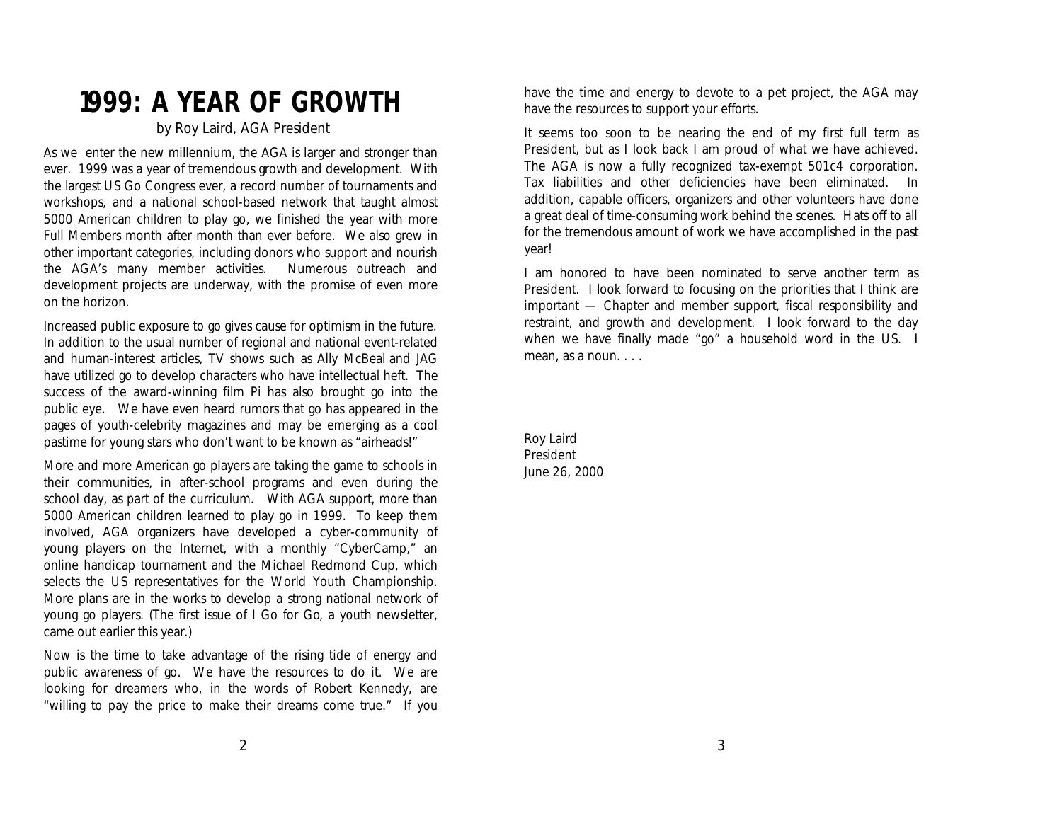# 1999: A YEAR OF GROWTH

by Roy Laird, AGA President

As we enter the new millennium, the AGA is larger and stronger than ever. 1999 was a year of tremendous growth and development. With the largest US Go Congress ever, a record number of tournaments and workshops, and a national school-based network that taught almost 5000 American children to play go, we finished the year with more Full Members month after month than ever before. We also grew in other important categories, including donors who support and nourish the AGA's many member activities. Numerous outreach and development projects are underway, with the promise of even more on the horizon.

Increased public exposure to go gives cause for optimism in the future. In addition to the usual number of regional and national event-related and human-interest articles, TV shows such as Ally McBeal and JAG have utilized go to develop characters who have intellectual heft. The success of the award-winning film Pi has also brought go into the public eye. We have even heard rumors that go has appeared in the pages of youth-celebrity magazines and may be emerging as a cool pastime for young stars who don't want to be known as "airheads!"

More and more American go players are taking the game to schools in their communities, in after-school programs and even during the school day, as part of the curriculum. With AGA support, more than 5000 American children learned to play go in 1999. To keep them involved, AGA organizers have developed a cyber-community of young players on the Internet, with a monthly "CyberCamp," an online handicap tournament and the Michael Redmond Cup, which selects the US representatives for the World Youth Championship. More plans are in the works to develop a strong national network of young go players. (The first issue of I Go for Go, a youth newsletter, came out earlier this year.)

Now is the time to take advantage of the rising tide of energy and public awareness of go. We have the resources to do it. We are looking for dreamers who, in the words of Robert Kennedy, are "willing to pay the price to make their dreams come true." If you have the time and energy to devote to a pet project, the AGA may have the resources to support your efforts.

It seems too soon to be nearing the end of my first full term as President, but as I look back I am proud of what we have achieved. The AGA is now a fully recognized tax-exempt 501c4 corporation. Tax liabilities and other deficiencies have been eliminated. In addition, capable officers, organizers and other volunteers have done a great deal of time-consuming work behind the scenes. Hats off to all for the tremendous amount of work we have accomplished in the past year!

I am honored to have been nominated to serve another term as President. I look forward to focusing on the priorities that I think are important — Chapter and member support, fiscal responsibility and restraint, and growth and development. I look forward to the day when we have finally made "go" a household word in the US. I mean, as a noun. . . .

Roy Laird
President
June 26, 2000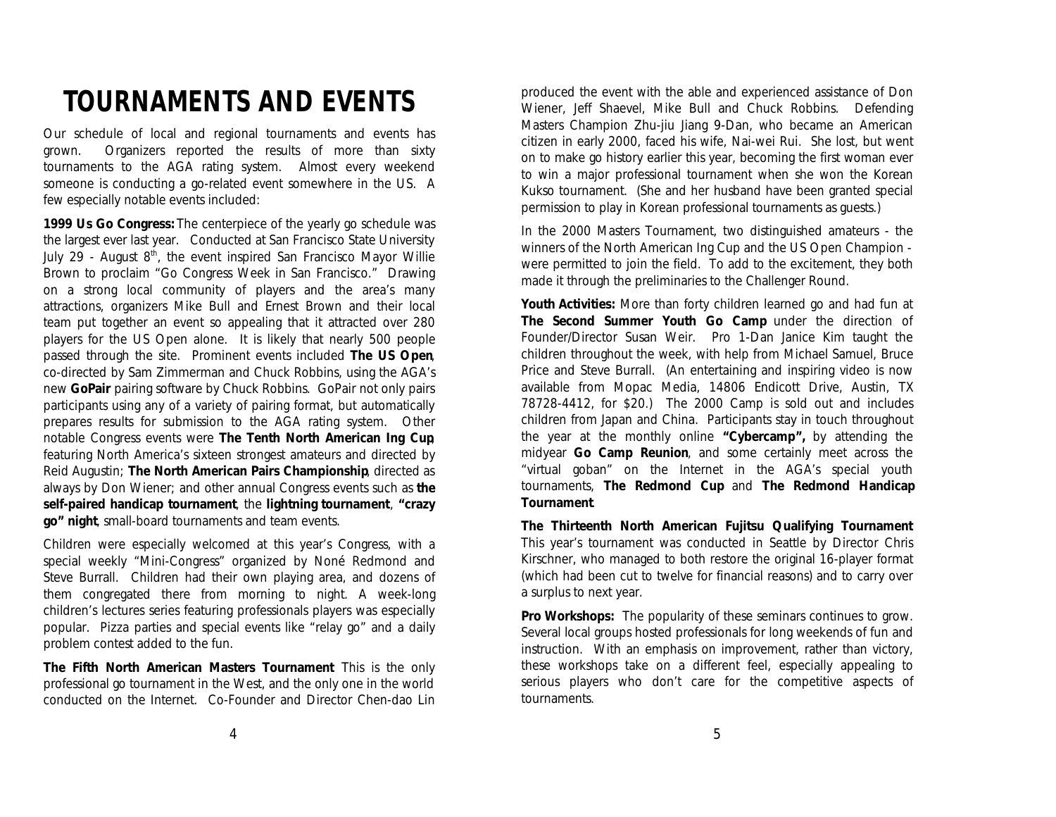# TOURNAMENTS AND EVENTS

Our schedule of local and regional tournaments and events has grown. Organizers reported the results of more than sixty tournaments to the AGA rating system. Almost every weekend someone is conducting a go-related event somewhere in the US. A few especially notable events included:

**1999 Us Go Congress:** The centerpiece of the yearly go schedule was the largest ever last year. Conducted at San Francisco State University July 29 - August 8th, the event inspired San Francisco Mayor Willie Brown to proclaim "Go Congress Week in San Francisco." Drawing on a strong local community of players and the area's many attractions, organizers Mike Bull and Ernest Brown and their local team put together an event so appealing that it attracted over 280 players for the US Open alone. It is likely that nearly 500 people passed through the site. Prominent events included **The US Open**, co-directed by Sam Zimmerman and Chuck Robbins, using the AGA's new **GoPair** pairing software by Chuck Robbins. GoPair not only pairs participants using any of a variety of pairing format, but automatically prepares results for submission to the AGA rating system. Other notable Congress events were **The Tenth North American Ing Cup**, featuring North America's sixteen strongest amateurs and directed by Reid Augustin; **The North American Pairs Championship**, directed as always by Don Wiener; and other annual Congress events such as **the self-paired handicap tournament**, the **lightning tournament**, **"crazy go" night**, small-board tournaments and team events.

Children were especially welcomed at this year's Congress, with a special weekly "Mini-Congress" organized by Noné Redmond and Steve Burrall. Children had their own playing area, and dozens of them congregated there from morning to night. A week-long children's lectures series featuring professionals players was especially popular. Pizza parties and special events like "relay go" and a daily problem contest added to the fun.

**The Fifth North American Masters Tournament** This is the only professional go tournament in the West, and the only one in the world conducted on the Internet. Co-Founder and Director Chen-dao Lin produced the event with the able and experienced assistance of Don Wiener, Jeff Shaevel, Mike Bull and Chuck Robbins. Defending Masters Champion Zhu-jiu Jiang 9-Dan, who became an American citizen in early 2000, faced his wife, Nai-wei Rui. She lost, but went on to make go history earlier this year, becoming the first woman ever to win a major professional tournament when she won the Korean Kukso tournament. (She and her husband have been granted special permission to play in Korean professional tournaments as guests.)

In the 2000 Masters Tournament, two distinguished amateurs - the winners of the North American Ing Cup and the US Open Champion - were permitted to join the field. To add to the excitement, they both made it through the preliminaries to the Challenger Round.

**Youth Activities:** More than forty children learned go and had fun at **The Second Summer Youth Go Camp** under the direction of Founder/Director Susan Weir. Pro 1-Dan Janice Kim taught the children throughout the week, with help from Michael Samuel, Bruce Price and Steve Burrall. (An entertaining and inspiring video is now available from Mopac Media, 14806 Endicott Drive, Austin, TX 78728-4412, for $20.) The 2000 Camp is sold out and includes children from Japan and China. Participants stay in touch throughout the year at the monthly online **"Cybercamp",** by attending the midyear **Go Camp Reunion**, and some certainly meet across the "virtual goban" on the Internet in the AGA's special youth tournaments, **The Redmond Cup** and **The Redmond Handicap Tournament**.

**The Thirteenth North American Fujitsu Qualifying Tournament** This year's tournament was conducted in Seattle by Director Chris Kirschner, who managed to both restore the original 16-player format (which had been cut to twelve for financial reasons) and to carry over a surplus to next year.

**Pro Workshops:** The popularity of these seminars continues to grow. Several local groups hosted professionals for long weekends of fun and instruction. With an emphasis on improvement, rather than victory, these workshops take on a different feel, especially appealing to serious players who don't care for the competitive aspects of tournaments.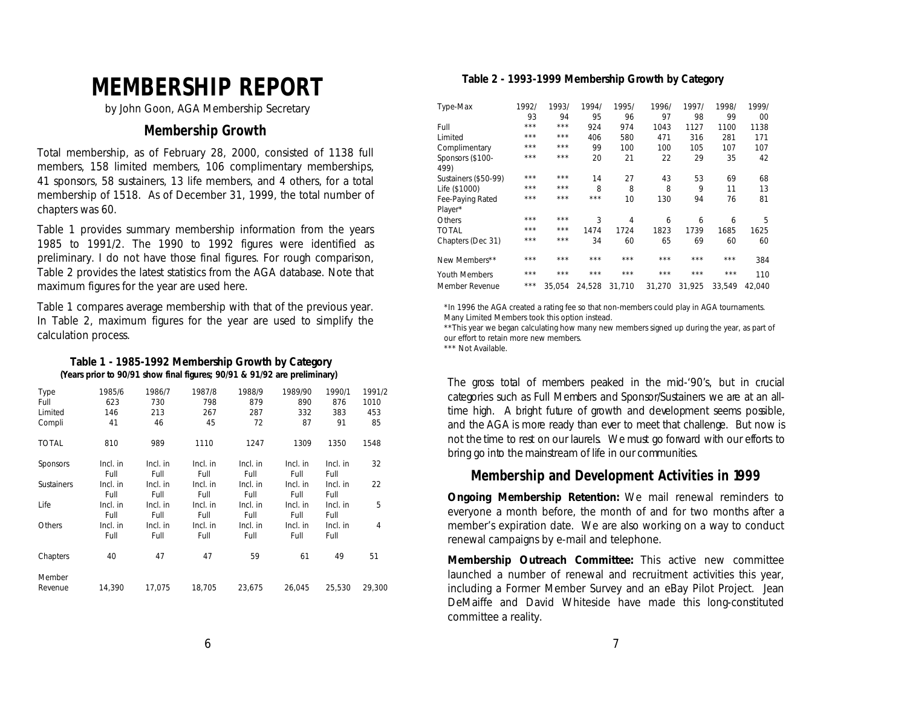# MEMBERSHIP REPORT

by John Goon, AGA Membership Secretary

## Membership Growth

Total membership, as of February 28, 2000, consisted of 1138 full members, 158 limited members, 106 complimentary memberships, 41 sponsors, 58 sustainers, 13 life members, and 4 others, for a total membership of 1518. As of December 31, 1999, the total number of chapters was 60.

Table 1 provides summary membership information from the years 1985 to 1991/2. The 1990 to 1992 figures were identified as preliminary. I do not have those final figures. For rough comparison, Table 2 provides the latest statistics from the AGA database. Note that maximum figures for the year are used here.

Table 1 compares average membership with that of the previous year. In Table 2, maximum figures for the year are used to simplify the calculation process.

**Table 1 - 1985-1992 Membership Growth by Category**
**(Years prior to 90/91 show final figures; 90/91 & 91/92 are preliminary)**

| Type | 1985/6 | 1986/7 | 1987/8 | 1988/9 | 1989/90 | 1990/1 | 1991/2 |
|---|---|---|---|---|---|---|---|
| Full | 623 | 730 | 798 | 879 | 890 | 876 | 1010 |
| Limited | 146 | 213 | 267 | 287 | 332 | 383 | 453 |
| Compli | 41 | 46 | 45 | 72 | 87 | 91 | 85 |
| TOTAL | 810 | 989 | 1110 | 1247 | 1309 | 1350 | 1548 |
| Sponsors | Incl. in Full | Incl. in Full | Incl. in Full | Incl. in Full | Incl. in Full | Incl. in Full | 32 |
| Sustainers | Incl. in Full | Incl. in Full | Incl. in Full | Incl. in Full | Incl. in Full | Incl. in Full | 22 |
| Life | Incl. in Full | Incl. in Full | Incl. in Full | Incl. in Full | Incl. in Full | Incl. in Full | 5 |
| Others | Incl. in Full | Incl. in Full | Incl. in Full | Incl. in Full | Incl. in Full | Incl. in Full | 4 |
| Chapters | 40 | 47 | 47 | 59 | 61 | 49 | 51 |
| Member Revenue | 14,390 | 17,075 | 18,705 | 23,675 | 26,045 | 25,530 | 29,300 |

**Table 2 - 1993-1999 Membership Growth by Category**

| Type-Max | 1992/93 | 1993/94 | 1994/95 | 1995/96 | 1996/97 | 1997/98 | 1998/99 | 1999/00 |
|---|---|---|---|---|---|---|---|---|
| Full | *** | *** | 924 | 974 | 1043 | 1127 | 1100 | 1138 |
| Limited | *** | *** | 406 | 580 | 471 | 316 | 281 | 171 |
| Complimentary | *** | *** | 99 | 100 | 100 | 105 | 107 | 107 |
| Sponsors ($100-499) | *** | *** | 20 | 21 | 22 | 29 | 35 | 42 |
| Sustainers ($50-99) | *** | *** | 14 | 27 | 43 | 53 | 69 | 68 |
| Life ($1000) | *** | *** | 8 | 8 | 8 | 9 | 11 | 13 |
| Fee-Paying Rated Player* | *** | *** | *** | 10 | 130 | 94 | 76 | 81 |
| Others | *** | *** | 3 | 4 | 6 | 6 | 6 | 5 |
| TOTAL | *** | *** | 1474 | 1724 | 1823 | 1739 | 1685 | 1625 |
| Chapters (Dec 31) | *** | *** | 34 | 60 | 65 | 69 | 60 | 60 |
| New Members** | *** | *** | *** | *** | *** | *** | *** | 384 |
| Youth Members | *** | *** | *** | *** | *** | *** | *** | 110 |
| Member Revenue | *** | 35,054 | 24,528 | 31,710 | 31,270 | 31,925 | 33,549 | 42,040 |

*In 1996 the AGA created a rating fee so that non-members could play in AGA tournaments. Many Limited Members took this option instead.
**This year we began calculating how many new members signed up during the year, as part of our effort to retain more new members.
*** Not Available.

The gross total of members peaked in the mid-'90's, but in crucial categories such as Full Members and Sponsor/Sustainers we are at an all-time high. A bright future of growth and development seems possible, and the AGA is more ready than ever to meet that challenge. But now is not the time to rest on our laurels. We must go forward with our efforts to bring go into the mainstream of life in our communities.

## Membership and Development Activities in 1999

**Ongoing Membership Retention:** We mail renewal reminders to everyone a month before, the month of and for two months after a member's expiration date. We are also working on a way to conduct renewal campaigns by e-mail and telephone.

**Membership Outreach Committee:** This active new committee launched a number of renewal and recruitment activities this year, including a Former Member Survey and an eBay Pilot Project. Jean DeMaiffe and David Whiteside have made this long-constituted committee a reality.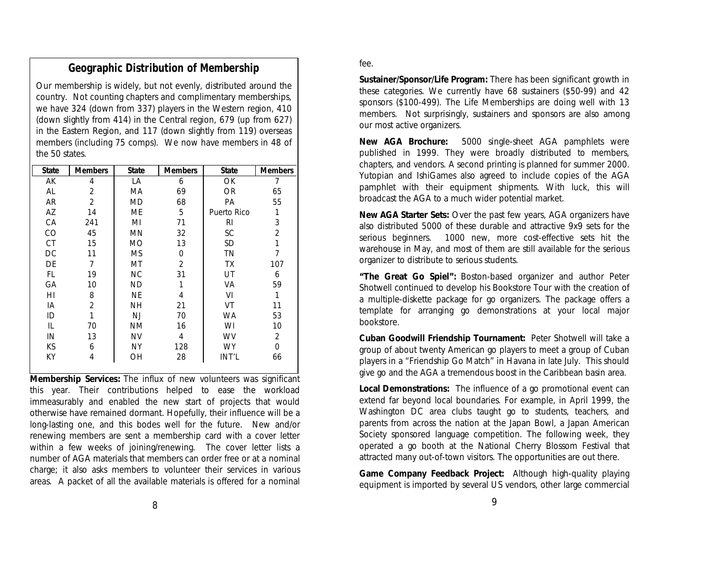## Geographic Distribution of Membership

Our membership is widely, but not evenly, distributed around the country. Not counting chapters and complimentary memberships, we have 324 (down from 337) players in the Western region, 410 (down slightly from 414) in the Central region, 679 (up from 627) in the Eastern Region, and 117 (down slightly from 119) overseas members (including 75 comps). We now have members in 48 of the 50 states.

| State | Members | State | Members | State | Members |
|---|---|---|---|---|---|
| AK | 4 | LA | 6 | OK | 7 |
| AL | 2 | MA | 69 | OR | 65 |
| AR | 2 | MD | 68 | PA | 55 |
| AZ | 14 | ME | 5 | Puerto Rico | 1 |
| CA | 241 | MI | 71 | RI | 3 |
| CO | 45 | MN | 32 | SC | 2 |
| CT | 15 | MO | 13 | SD | 1 |
| DC | 11 | MS | 0 | TN | 7 |
| DE | 7 | MT | 2 | TX | 107 |
| FL | 19 | NC | 31 | UT | 6 |
| GA | 10 | ND | 1 | VA | 59 |
| HI | 8 | NE | 4 | VI | 1 |
| IA | 2 | NH | 21 | VT | 11 |
| ID | 1 | NJ | 70 | WA | 53 |
| IL | 70 | NM | 16 | WI | 10 |
| IN | 13 | NV | 4 | WV | 2 |
| KS | 6 | NY | 128 | WY | 0 |
| KY | 4 | OH | 28 | INT'L | 66 |

**Membership Services:** The influx of new volunteers was significant this year. Their contributions helped to ease the workload immeasurably and enabled the new start of projects that would otherwise have remained dormant. Hopefully, their influence will be a long-lasting one, and this bodes well for the future. New and/or renewing members are sent a membership card with a cover letter within a few weeks of joining/renewing. The cover letter lists a number of AGA materials that members can order free or at a nominal charge; it also asks members to volunteer their services in various areas. A packet of all the available materials is offered for a nominal fee.

**Sustainer/Sponsor/Life Program:** There has been significant growth in these categories. We currently have 68 sustainers ($50-99) and 42 sponsors ($100-499). The Life Memberships are doing well with 13 members. Not surprisingly, sustainers and sponsors are also among our most active organizers.

**New AGA Brochure:** 5000 single-sheet AGA pamphlets were published in 1999. They were broadly distributed to members, chapters, and vendors. A second printing is planned for summer 2000. Yutopian and IshiGames also agreed to include copies of the AGA pamphlet with their equipment shipments. With luck, this will broadcast the AGA to a much wider potential market.

**New AGA Starter Sets:** Over the past few years, AGA organizers have also distributed 5000 of these durable and attractive 9x9 sets for the serious beginners. 1000 new, more cost-effective sets hit the warehouse in May, and most of them are still available for the serious organizer to distribute to serious students.

**"The Great Go Spiel":** Boston-based organizer and author Peter Shotwell continued to develop his Bookstore Tour with the creation of a multiple-diskette package for go organizers. The package offers a template for arranging go demonstrations at your local major bookstore.

**Cuban Goodwill Friendship Tournament:** Peter Shotwell will take a group of about twenty American go players to meet a group of Cuban players in a "Friendship Go Match" in Havana in late July. This should give go and the AGA a tremendous boost in the Caribbean basin area.

**Local Demonstrations:** The influence of a go promotional event can extend far beyond local boundaries. For example, in April 1999, the Washington DC area clubs taught go to students, teachers, and parents from across the nation at the Japan Bowl, a Japan American Society sponsored language competition. The following week, they operated a go booth at the National Cherry Blossom Festival that attracted many out-of-town visitors. The opportunities are out there.

**Game Company Feedback Project:** Although high-quality playing equipment is imported by several US vendors, other large commercial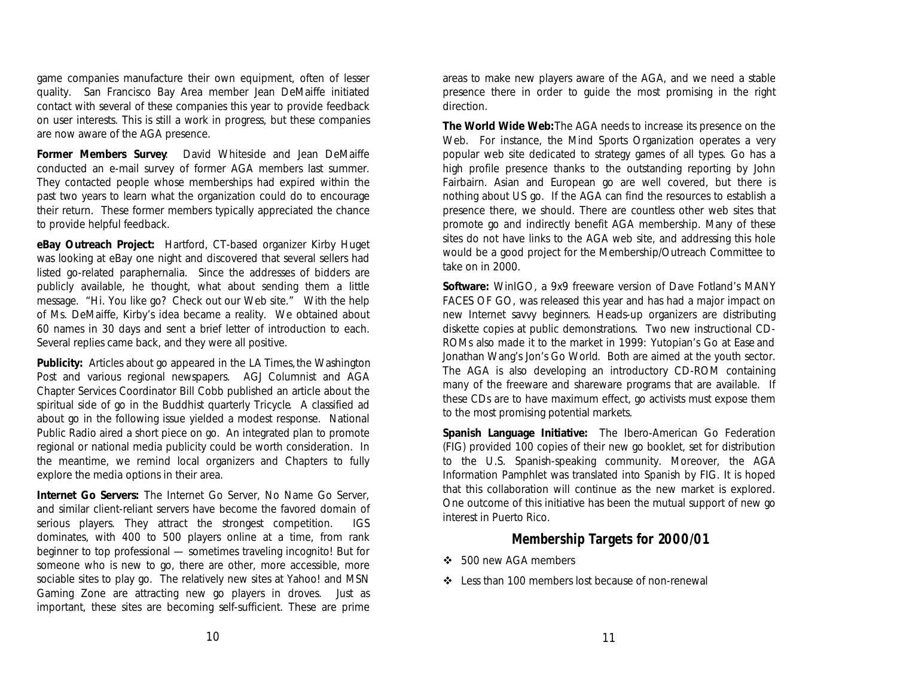game companies manufacture their own equipment, often of lesser quality. San Francisco Bay Area member Jean DeMaiffe initiated contact with several of these companies this year to provide feedback on user interests. This is still a work in progress, but these companies are now aware of the AGA presence.

**Former Members Survey**. David Whiteside and Jean DeMaiffe conducted an e-mail survey of former AGA members last summer. They contacted people whose memberships had expired within the past two years to learn what the organization could do to encourage their return. These former members typically appreciated the chance to provide helpful feedback.

**eBay Outreach Project:** Hartford, CT-based organizer Kirby Huget was looking at eBay one night and discovered that several sellers had listed go-related paraphernalia. Since the addresses of bidders are publicly available, he thought, what about sending them a little message. "Hi. You like go? Check out our Web site." With the help of Ms. DeMaiffe, Kirby's idea became a reality. We obtained about 60 names in 30 days and sent a brief letter of introduction to each. Several replies came back, and they were all positive.

**Publicity:** Articles about go appeared in the *LA Times*, the *Washington Post* and various regional newspapers. AGJ Columnist and AGA Chapter Services Coordinator Bill Cobb published an article about the spiritual side of go in the Buddhist quarterly *Tricycle*. A classified ad about go in the following issue yielded a modest response. National Public Radio aired a short piece on go. An integrated plan to promote regional or national media publicity could be worth consideration. In the meantime, we remind local organizers and Chapters to fully explore the media options in their area.

**Internet Go Servers:** The Internet Go Server, No Name Go Server, and similar client-reliant servers have become the favored domain of serious players. They attract the strongest competition. IGS dominates, with 400 to 500 players online at a time, from rank beginner to top professional — sometimes traveling incognito! But for someone who is new to go, there are other, more accessible, more sociable sites to play go. The relatively new sites at Yahoo! and MSN Gaming Zone are attracting new go players in droves. Just as important, these sites are becoming self-sufficient. These are prime areas to make new players aware of the AGA, and we need a stable presence there in order to guide the most promising in the right direction.

**The World Wide Web:** The AGA needs to increase its presence on the Web. For instance, the Mind Sports Organization operates a very popular web site dedicated to strategy games of all types. Go has a high profile presence thanks to the outstanding reporting by John Fairbairn. Asian and European go are well covered, but there is nothing about US go. If the AGA can find the resources to establish a presence there, we should. There are countless other web sites that promote go and indirectly benefit AGA membership. Many of these sites do not have links to the AGA web site, and addressing this hole would be a good project for the Membership/Outreach Committee to take on in 2000.

**Software:** WinIGO, a 9x9 freeware version of Dave Fotland's MANY FACES OF GO, was released this year and has had a major impact on new Internet savvy beginners. Heads-up organizers are distributing diskette copies at public demonstrations. Two new instructional CD-ROMs also made it to the market in 1999: Yutopian's *Go at Ease* and Jonathan Wang's *Jon's Go World*. Both are aimed at the youth sector. The AGA is also developing an introductory CD-ROM containing many of the freeware and shareware programs that are available. If these CDs are to have maximum effect, go activists must expose them to the most promising potential markets.

**Spanish Language Initiative:** The Ibero-American Go Federation (FIG) provided 100 copies of their new go booklet, set for distribution to the U.S. Spanish-speaking community. Moreover, the AGA Information Pamphlet was translated into Spanish by FIG. It is hoped that this collaboration will continue as the new market is explored. One outcome of this initiative has been the mutual support of new go interest in Puerto Rico.

## Membership Targets for 2000/01

- 500 new AGA members
- Less than 100 members lost because of non-renewal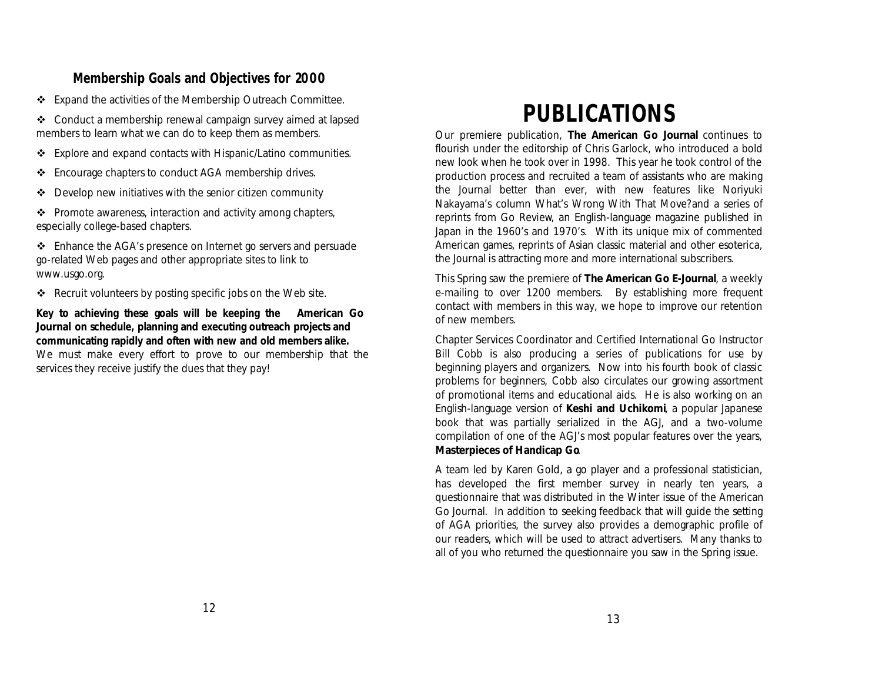## Membership Goals and Objectives for 2000

- Expand the activities of the Membership Outreach Committee.
- Conduct a membership renewal campaign survey aimed at lapsed members to learn what we can do to keep them as members.
- Explore and expand contacts with Hispanic/Latino communities.
- Encourage chapters to conduct AGA membership drives.
- Develop new initiatives with the senior citizen community
- Promote awareness, interaction and activity among chapters, especially college-based chapters.
- Enhance the AGA's presence on Internet go servers and persuade go-related Web pages and other appropriate sites to link to www.usgo.org.
- Recruit volunteers by posting specific jobs on the Web site.

**Key to achieving these goals will be keeping the American Go Journal on schedule, planning and executing outreach projects and communicating rapidly and often with new and old members alike.** We must make every effort to prove to our membership that the services they receive justify the dues that they pay!

# PUBLICATIONS

Our premiere publication, **The American Go Journal** continues to flourish under the editorship of Chris Garlock, who introduced a bold new look when he took over in 1998. This year he took control of the production process and recruited a team of assistants who are making the Journal better than ever, with new features like Noriyuki Nakayama's column What's Wrong With That Move?and a series of reprints from Go Review, an English-language magazine published in Japan in the 1960's and 1970's. With its unique mix of commented American games, reprints of Asian classic material and other esoterica, the Journal is attracting more and more international subscribers.

This Spring saw the premiere of **The American Go E-Journal**, a weekly e-mailing to over 1200 members. By establishing more frequent contact with members in this way, we hope to improve our retention of new members.

Chapter Services Coordinator and Certified International Go Instructor Bill Cobb is also producing a series of publications for use by beginning players and organizers. Now into his fourth book of classic problems for beginners, Cobb also circulates our growing assortment of promotional items and educational aids. He is also working on an English-language version of **Keshi and Uchikomi**, a popular Japanese book that was partially serialized in the AGJ, and a two-volume compilation of one of the AGJ's most popular features over the years, **Masterpieces of Handicap Go**.

A team led by Karen Gold, a go player and a professional statistician, has developed the first member survey in nearly ten years, a questionnaire that was distributed in the Winter issue of the American Go Journal. In addition to seeking feedback that will guide the setting of AGA priorities, the survey also provides a demographic profile of our readers, which will be used to attract advertisers. Many thanks to all of you who returned the questionnaire you saw in the Spring issue.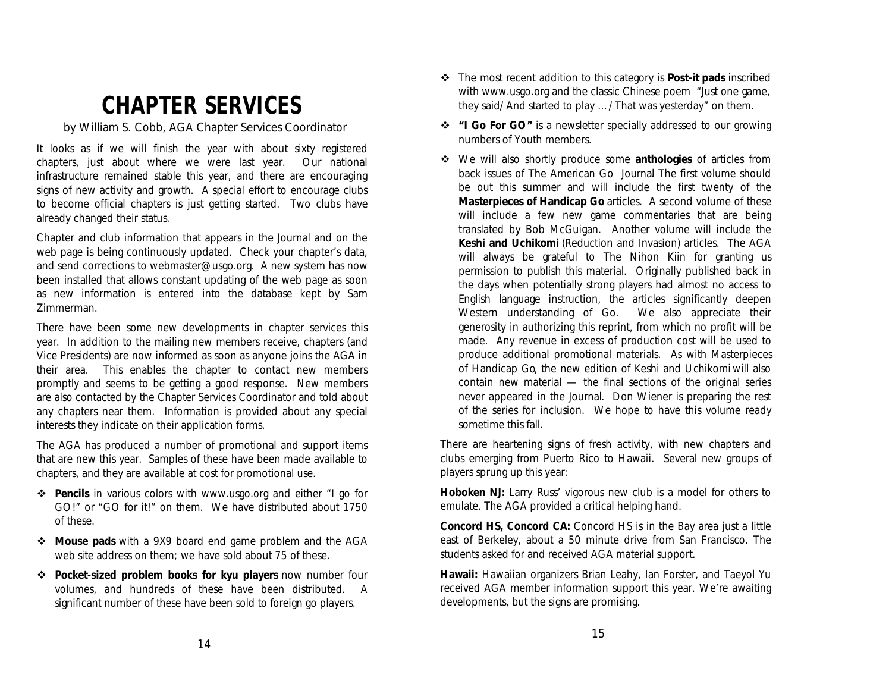# CHAPTER SERVICES

by William S. Cobb, AGA Chapter Services Coordinator

It looks as if we will finish the year with about sixty registered chapters, just about where we were last year. Our national infrastructure remained stable this year, and there are encouraging signs of new activity and growth. A special effort to encourage clubs to become official chapters is just getting started. Two clubs have already changed their status.

Chapter and club information that appears in the Journal and on the web page is being continuously updated. Check your chapter's data, and send corrections to webmaster@usgo.org. A new system has now been installed that allows constant updating of the web page as soon as new information is entered into the database kept by Sam Zimmerman.

There have been some new developments in chapter services this year. In addition to the mailing new members receive, chapters (and Vice Presidents) are now informed as soon as anyone joins the AGA in their area. This enables the chapter to contact new members promptly and seems to be getting a good response. New members are also contacted by the Chapter Services Coordinator and told about any chapters near them. Information is provided about any special interests they indicate on their application forms.

The AGA has produced a number of promotional and support items that are new this year. Samples of these have been made available to chapters, and they are available at cost for promotional use.

- **Pencils** in various colors with www.usgo.org and either "I go for GO!" or "GO for it!" on them. We have distributed about 1750 of these.
- **Mouse pads** with a 9X9 board end game problem and the AGA web site address on them; we have sold about 75 of these.
- **Pocket-sized problem books for kyu players** now number four volumes, and hundreds of these have been distributed. A significant number of these have been sold to foreign go players.
- The most recent addition to this category is **Post-it pads** inscribed with www.usgo.org and the classic Chinese poem "Just one game, they said/ And started to play … / That was yesterday" on them.
- **"I Go For GO"** is a newsletter specially addressed to our growing numbers of Youth members.
- We will also shortly produce some **anthologies** of articles from back issues of The American Go Journal The first volume should be out this summer and will include the first twenty of the **Masterpieces of Handicap Go** articles. A second volume of these will include a few new game commentaries that are being translated by Bob McGuigan. Another volume will include the **Keshi and Uchikomi** (Reduction and Invasion) articles. The AGA will always be grateful to The Nihon Kiin for granting us permission to publish this material. Originally published back in the days when potentially strong players had almost no access to English language instruction, the articles significantly deepen Western understanding of Go. We also appreciate their generosity in authorizing this reprint, from which no profit will be made. Any revenue in excess of production cost will be used to produce additional promotional materials. As with Masterpieces of Handicap Go, the new edition of Keshi and Uchikomi will also contain new material — the final sections of the original series never appeared in the Journal. Don Wiener is preparing the rest of the series for inclusion. We hope to have this volume ready sometime this fall.

There are heartening signs of fresh activity, with new chapters and clubs emerging from Puerto Rico to Hawaii. Several new groups of players sprung up this year:

**Hoboken NJ:** Larry Russ' vigorous new club is a model for others to emulate. The AGA provided a critical helping hand.

**Concord HS, Concord CA:** Concord HS is in the Bay area just a little east of Berkeley, about a 50 minute drive from San Francisco. The students asked for and received AGA material support.

**Hawaii:** Hawaiian organizers Brian Leahy, Ian Forster, and Taeyol Yu received AGA member information support this year. We're awaiting developments, but the signs are promising.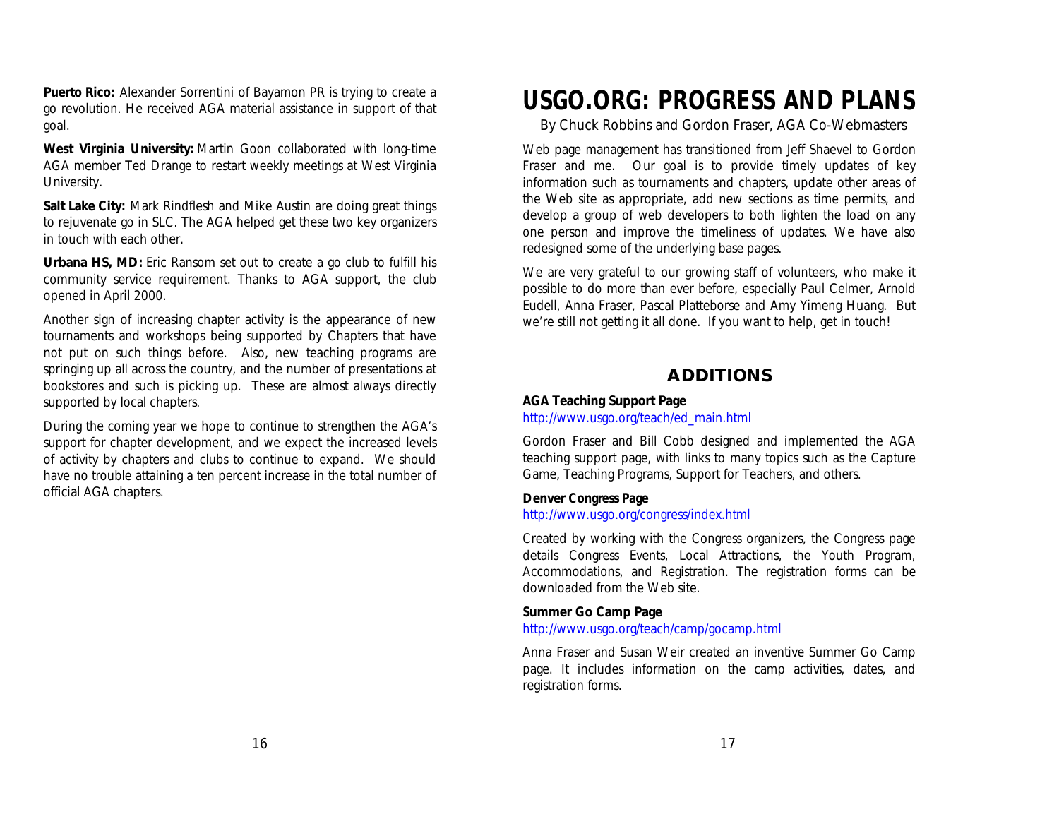**Puerto Rico:** Alexander Sorrentini of Bayamon PR is trying to create a go revolution. He received AGA material assistance in support of that goal.

**West Virginia University:** Martin Goon collaborated with long-time AGA member Ted Drange to restart weekly meetings at West Virginia University.

**Salt Lake City:** Mark Rindflesh and Mike Austin are doing great things to rejuvenate go in SLC. The AGA helped get these two key organizers in touch with each other.

**Urbana HS, MD:** Eric Ransom set out to create a go club to fulfill his community service requirement. Thanks to AGA support, the club opened in April 2000.

Another sign of increasing chapter activity is the appearance of new tournaments and workshops being supported by Chapters that have not put on such things before. Also, new teaching programs are springing up all across the country, and the number of presentations at bookstores and such is picking up. These are almost always directly supported by local chapters.

During the coming year we hope to continue to strengthen the AGA's support for chapter development, and we expect the increased levels of activity by chapters and clubs to continue to expand. We should have no trouble attaining a ten percent increase in the total number of official AGA chapters.

# USGO.ORG: PROGRESS AND PLANS

By Chuck Robbins and Gordon Fraser, AGA Co-Webmasters

Web page management has transitioned from Jeff Shaevel to Gordon Fraser and me. Our goal is to provide timely updates of key information such as tournaments and chapters, update other areas of the Web site as appropriate, add new sections as time permits, and develop a group of web developers to both lighten the load on any one person and improve the timeliness of updates. We have also redesigned some of the underlying base pages.

We are very grateful to our growing staff of volunteers, who make it possible to do more than ever before, especially Paul Celmer, Arnold Eudell, Anna Fraser, Pascal Platteborse and Amy Yimeng Huang. But we're still not getting it all done. If you want to help, get in touch!

## ADDITIONS

**AGA Teaching Support Page**
http://www.usgo.org/teach/ed_main.html

Gordon Fraser and Bill Cobb designed and implemented the AGA teaching support page, with links to many topics such as the Capture Game, Teaching Programs, Support for Teachers, and others.

**Denver Congress Page**
http://www.usgo.org/congress/index.html

Created by working with the Congress organizers, the Congress page details Congress Events, Local Attractions, the Youth Program, Accommodations, and Registration. The registration forms can be downloaded from the Web site.

**Summer Go Camp Page**
http://www.usgo.org/teach/camp/gocamp.html

Anna Fraser and Susan Weir created an inventive Summer Go Camp page. It includes information on the camp activities, dates, and registration forms.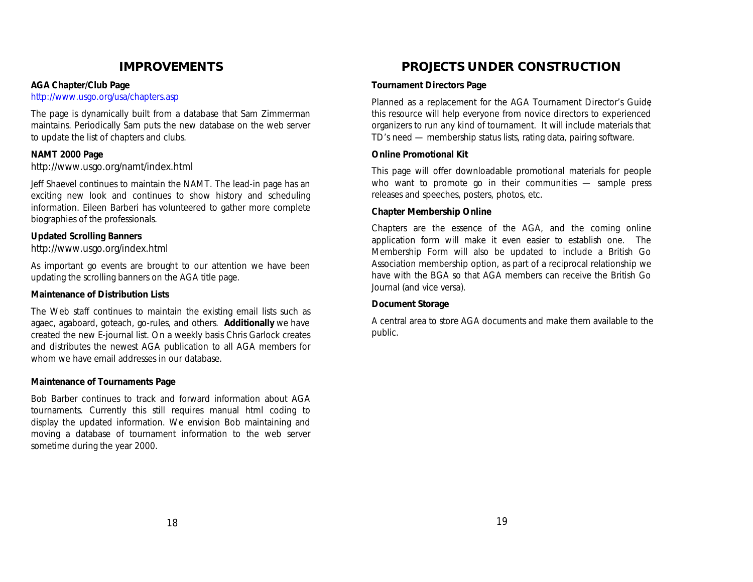## IMPROVEMENTS

**AGA Chapter/Club Page**
http://www.usgo.org/usa/chapters.asp

The page is dynamically built from a database that Sam Zimmerman maintains. Periodically Sam puts the new database on the web server to update the list of chapters and clubs.

**NAMT 2000 Page**
http://www.usgo.org/namt/index.html

Jeff Shaevel continues to maintain the NAMT. The lead-in page has an exciting new look and continues to show history and scheduling information. Eileen Barberi has volunteered to gather more complete biographies of the professionals.

**Updated Scrolling Banners**
http://www.usgo.org/index.html

As important go events are brought to our attention we have been updating the scrolling banners on the AGA title page.

**Maintenance of Distribution Lists**

The Web staff continues to maintain the existing email lists such as agaec, agaboard, goteach, go-rules, and others. **Additionally** we have created the new E-journal list. On a weekly basis Chris Garlock creates and distributes the newest AGA publication to all AGA members for whom we have email addresses in our database.

**Maintenance of Tournaments Page**

Bob Barber continues to track and forward information about AGA tournaments. Currently this still requires manual html coding to display the updated information. We envision Bob maintaining and moving a database of tournament information to the web server sometime during the year 2000.

## PROJECTS UNDER CONSTRUCTION

**Tournament Directors Page**

Planned as a replacement for the AGA Tournament Director's Guide, this resource will help everyone from novice directors to experienced organizers to run any kind of tournament. It will include materials that TD's need — membership status lists, rating data, pairing software.

**Online Promotional Kit**

This page will offer downloadable promotional materials for people who want to promote go in their communities — sample press releases and speeches, posters, photos, etc.

**Chapter Membership Online**

Chapters are the essence of the AGA, and the coming online application form will make it even easier to establish one. The Membership Form will also be updated to include a British Go Association membership option, as part of a reciprocal relationship we have with the BGA so that AGA members can receive the British Go Journal (and vice versa).

**Document Storage**

A central area to store AGA documents and make them available to the public.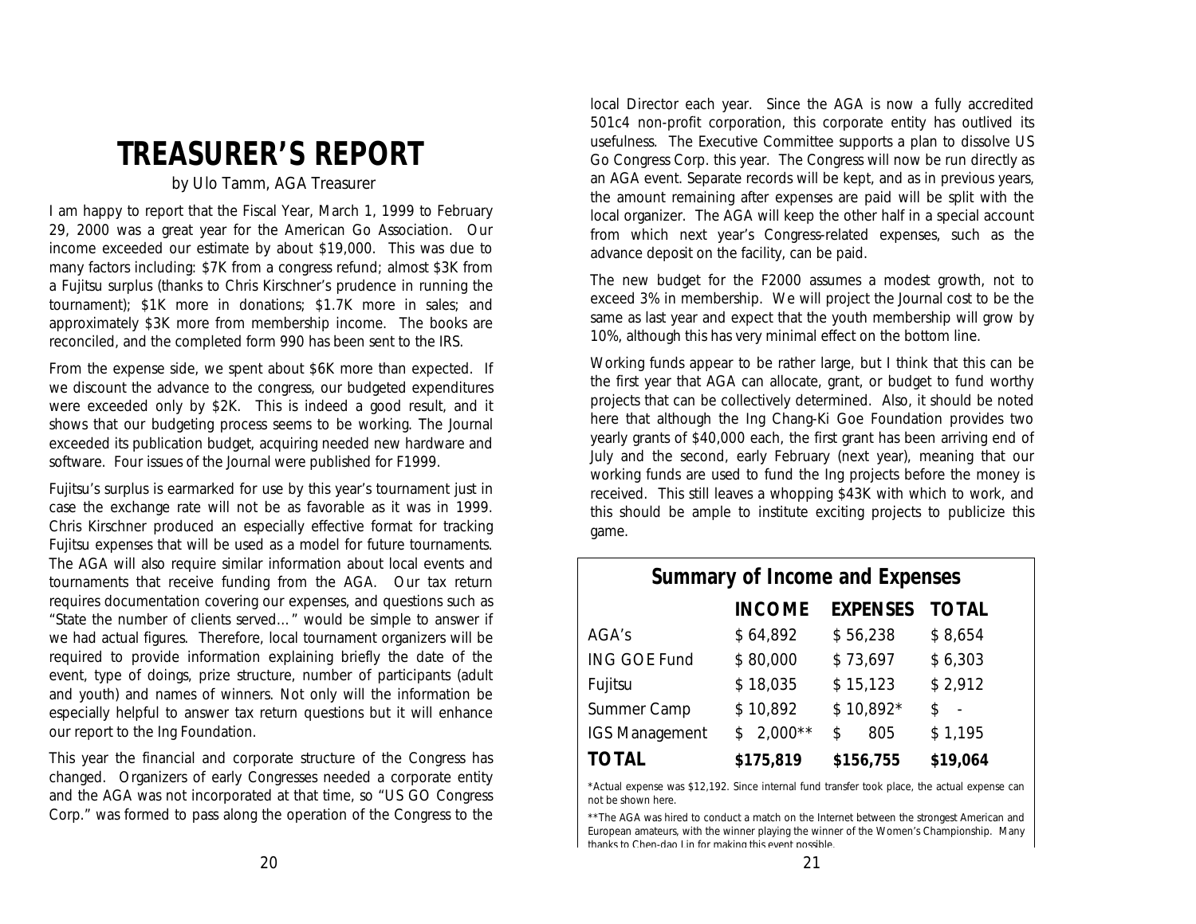# TREASURER'S REPORT

by Ulo Tamm, AGA Treasurer

I am happy to report that the Fiscal Year, March 1, 1999 to February 29, 2000 was a great year for the American Go Association. Our income exceeded our estimate by about $19,000. This was due to many factors including: $7K from a congress refund; almost $3K from a Fujitsu surplus (thanks to Chris Kirschner's prudence in running the tournament); $1K more in donations; $1.7K more in sales; and approximately $3K more from membership income. The books are reconciled, and the completed form 990 has been sent to the IRS.

From the expense side, we spent about $6K more than expected. If we discount the advance to the congress, our budgeted expenditures were exceeded only by $2K. This is indeed a good result, and it shows that our budgeting process seems to be working. The Journal exceeded its publication budget, acquiring needed new hardware and software. Four issues of the Journal were published for F1999.

Fujitsu's surplus is earmarked for use by this year's tournament just in case the exchange rate will not be as favorable as it was in 1999. Chris Kirschner produced an especially effective format for tracking Fujitsu expenses that will be used as a model for future tournaments. The AGA will also require similar information about local events and tournaments that receive funding from the AGA. Our tax return requires documentation covering our expenses, and questions such as "State the number of clients served…" would be simple to answer if we had actual figures. Therefore, local tournament organizers will be required to provide information explaining briefly the date of the event, type of doings, prize structure, number of participants (adult and youth) and names of winners. Not only will the information be especially helpful to answer tax return questions but it will enhance our report to the Ing Foundation.

This year the financial and corporate structure of the Congress has changed. Organizers of early Congresses needed a corporate entity and the AGA was not incorporated at that time, so "US GO Congress Corp." was formed to pass along the operation of the Congress to the local Director each year. Since the AGA is now a fully accredited 501c4 non-profit corporation, this corporate entity has outlived its usefulness. The Executive Committee supports a plan to dissolve US Go Congress Corp. this year. The Congress will now be run directly as an AGA event. Separate records will be kept, and as in previous years, the amount remaining after expenses are paid will be split with the local organizer. The AGA will keep the other half in a special account from which next year's Congress-related expenses, such as the advance deposit on the facility, can be paid.

The new budget for the F2000 assumes a modest growth, not to exceed 3% in membership. We will project the Journal cost to be the same as last year and expect that the youth membership will grow by 10%, although this has very minimal effect on the bottom line.

Working funds appear to be rather large, but I think that this can be the first year that AGA can allocate, grant, or budget to fund worthy projects that can be collectively determined. Also, it should be noted here that although the Ing Chang-Ki Goe Foundation provides two yearly grants of $40,000 each, the first grant has been arriving end of July and the second, early February (next year), meaning that our working funds are used to fund the Ing projects before the money is received. This still leaves a whopping $43K with which to work, and this should be ample to institute exciting projects to publicize this game.

## Summary of Income and Expenses

| | INCOME | EXPENSES | TOTAL |
|---|---|---|---|
| AGA's | $ 64,892 | $ 56,238 | $ 8,654 |
| ING GOE Fund | $ 80,000 | $ 73,697 | $ 6,303 |
| Fujitsu | $ 18,035 | $ 15,123 | $ 2,912 |
| Summer Camp | $ 10,892 | $ 10,892* | $ - |
| IGS Management | $ 2,000** | $ 805 | $ 1,195 |
| **TOTAL** | **$175,819** | **$156,755** | **$19,064** |

*Actual expense was $12,192. Since internal fund transfer took place, the actual expense can not be shown here.

**The AGA was hired to conduct a match on the Internet between the strongest American and European amateurs, with the winner playing the winner of the Women's Championship. Many thanks to Chen-dao Lin for making this event possible.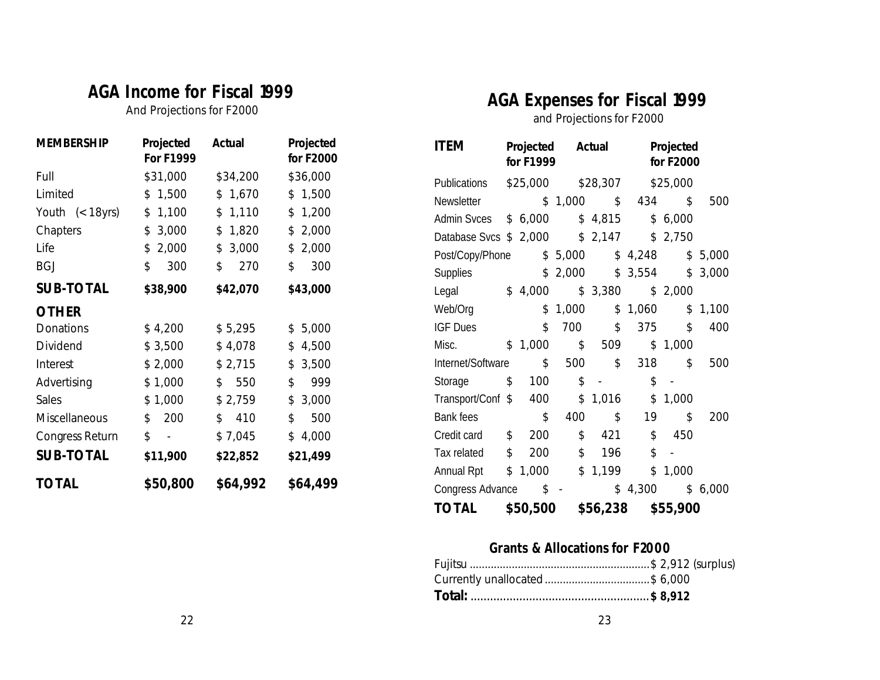## AGA Income for Fiscal 1999

And Projections for F2000

| MEMBERSHIP | Projected For F1999 | Actual | Projected for F2000 |
|---|---|---|---|
| Full | $31,000 | $34,200 | $36,000 |
| Limited | $ 1,500 | $ 1,670 | $ 1,500 |
| Youth (< 18yrs) | $ 1,100 | $ 1,110 | $ 1,200 |
| Chapters | $ 3,000 | $ 1,820 | $ 2,000 |
| Life | $ 2,000 | $ 3,000 | $ 2,000 |
| BGJ | $ 300 | $ 270 | $ 300 |
| **SUB-TOTAL** | **$38,900** | **$42,070** | **$43,000** |
| **OTHER** | | | |
| Donations | $ 4,200 | $ 5,295 | $ 5,000 |
| Dividend | $ 3,500 | $ 4,078 | $ 4,500 |
| Interest | $ 2,000 | $ 2,715 | $ 3,500 |
| Advertising | $ 1,000 | $ 550 | $ 999 |
| Sales | $ 1,000 | $ 2,759 | $ 3,000 |
| Miscellaneous | $ 200 | $ 410 | $ 500 |
| Congress Return | $ - | $ 7,045 | $ 4,000 |
| **SUB-TOTAL** | **$11,900** | **$22,852** | **$21,499** |
| **TOTAL** | **$50,800** | **$64,992** | **$64,499** |

## AGA Expenses for Fiscal 1999

and Projections for F2000

| ITEM | Projected for F1999 | Actual | Projected for F2000 |
|---|---|---|---|
| Publications | $25,000 | $28,307 | $25,000 |
| Newsletter | $ 1,000 | $ 434 | $ 500 |
| Admin Svces | $ 6,000 | $ 4,815 | $ 6,000 |
| Database Svcs | $ 2,000 | $ 2,147 | $ 2,750 |
| Post/Copy/Phone | $ 5,000 | $ 4,248 | $ 5,000 |
| Supplies | $ 2,000 | $ 3,554 | $ 3,000 |
| Legal | $ 4,000 | $ 3,380 | $ 2,000 |
| Web/Org | $ 1,000 | $ 1,060 | $ 1,100 |
| IGF Dues | $ 700 | $ 375 | $ 400 |
| Misc. | $ 1,000 | $ 509 | $ 1,000 |
| Internet/Software | $ 500 | $ 318 | $ 500 |
| Storage | $ 100 | $ - | $ - |
| Transport/Conf | $ 400 | $ 1,016 | $ 1,000 |
| Bank fees | $ 400 | $ 19 | $ 200 |
| Credit card | $ 200 | $ 421 | $ 450 |
| Tax related | $ 200 | $ 196 | $ - |
| Annual Rpt | $ 1,000 | $ 1,199 | $ 1,000 |
| Congress Advance | $ - | $ 4,300 | $ 6,000 |
| **TOTAL** | **$50,500** | **$56,238** | **$55,900** |

### Grants & Allocations for F2000

Fujitsu ........................................................ $ 2,912 (surplus)
Currently unallocated .................................. $ 6,000
**Total:** ........................................................ **$ 8,912**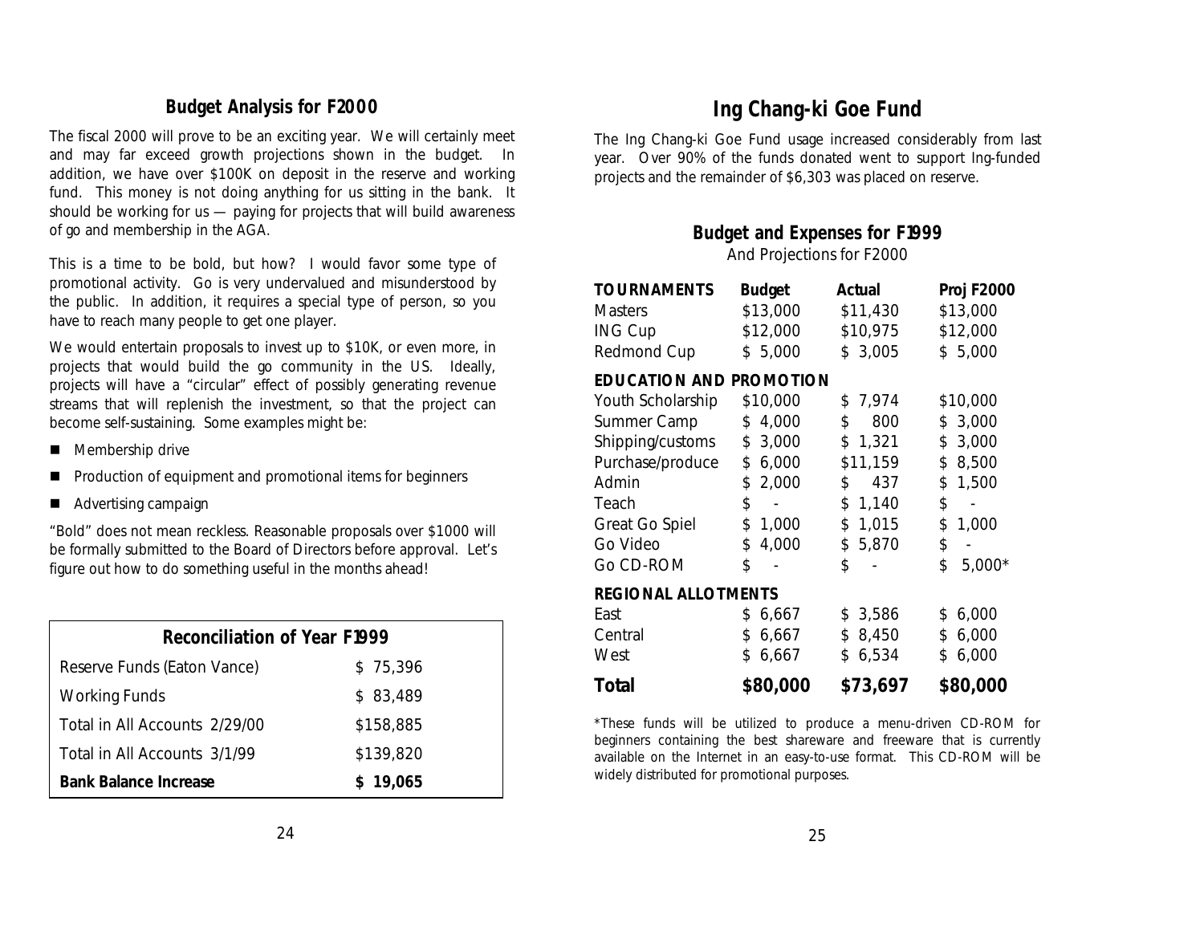## Budget Analysis for F2000

The fiscal 2000 will prove to be an exciting year. We will certainly meet and may far exceed growth projections shown in the budget. In addition, we have over $100K on deposit in the reserve and working fund. This money is not doing anything for us sitting in the bank. It should be working for us — paying for projects that will build awareness of go and membership in the AGA.

This is a time to be bold, but how? I would favor some type of promotional activity. Go is very undervalued and misunderstood by the public. In addition, it requires a special type of person, so you have to reach many people to get one player.

We would entertain proposals to invest up to $10K, or even more, in projects that would build the go community in the US. Ideally, projects will have a "circular" effect of possibly generating revenue streams that will replenish the investment, so that the project can become self-sustaining. Some examples might be:

- Membership drive
- Production of equipment and promotional items for beginners
- Advertising campaign

"Bold" does not mean reckless. Reasonable proposals over $1000 will be formally submitted to the Board of Directors before approval. Let's figure out how to do something useful in the months ahead!

| Reconciliation of Year F1999 | |
|---|---|
| Reserve Funds (Eaton Vance) | $ 75,396 |
| Working Funds | $ 83,489 |
| Total in All Accounts 2/29/00 | $158,885 |
| Total in All Accounts 3/1/99 | $139,820 |
| **Bank Balance Increase** | **$ 19,065** |

# Ing Chang-ki Goe Fund

The Ing Chang-ki Goe Fund usage increased considerably from last year. Over 90% of the funds donated went to support Ing-funded projects and the remainder of $6,303 was placed on reserve.

### Budget and Expenses for F1999

And Projections for F2000

| **TOURNAMENTS** | **Budget** | **Actual** | **Proj F2000** |
|---|---|---|---|
| Masters | $13,000 | $11,430 | $13,000 |
| ING Cup | $12,000 | $10,975 | $12,000 |
| Redmond Cup | $ 5,000 | $ 3,005 | $ 5,000 |
| **EDUCATION AND PROMOTION** | | | |
| Youth Scholarship | $10,000 | $ 7,974 | $10,000 |
| Summer Camp | $ 4,000 | $ 800 | $ 3,000 |
| Shipping/customs | $ 3,000 | $ 1,321 | $ 3,000 |
| Purchase/produce | $ 6,000 | $11,159 | $ 8,500 |
| Admin | $ 2,000 | $ 437 | $ 1,500 |
| Teach | $ - | $ 1,140 | $ - |
| Great Go Spiel | $ 1,000 | $ 1,015 | $ 1,000 |
| Go Video | $ 4,000 | $ 5,870 | $ - |
| Go CD-ROM | $ - | $ - | $ 5,000* |
| **REGIONAL ALLOTMENTS** | | | |
| East | $ 6,667 | $ 3,586 | $ 6,000 |
| Central | $ 6,667 | $ 8,450 | $ 6,000 |
| West | $ 6,667 | $ 6,534 | $ 6,000 |
| **Total** | **$80,000** | **$73,697** | **$80,000** |

*These funds will be utilized to produce a menu-driven CD-ROM for beginners containing the best shareware and freeware that is currently available on the Internet in an easy-to-use format. This CD-ROM will be widely distributed for promotional purposes.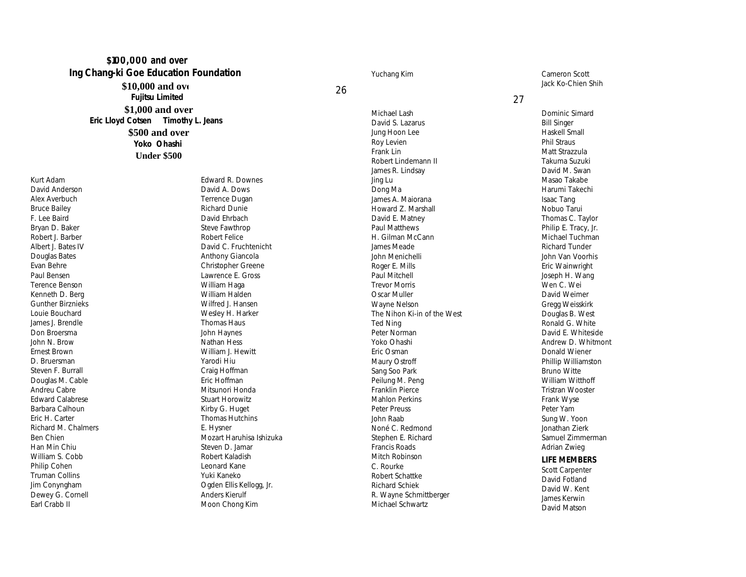**$100,000 and over**

**Ing Chang-ki Goe Education Foundation**

**$10,000 and over**

**Fujitsu Limited**

**$1,000 and over**

**Eric Lloyd Cotsen** **Timothy L. Jeans**

**$500 and over**

**Yoko Ohashi**

**Under $500**

Kurt Adam
David Anderson
Alex Averbuch
Bruce Bailey
F. Lee Baird
Bryan D. Baker
Robert J. Barber
Albert J. Bates IV
Douglas Bates
Evan Behre
Paul Bensen
Terence Benson
Kenneth D. Berg
Gunther Birznieks
Louie Bouchard
James J. Brendle
Don Broersma
John N. Brow
Ernest Brown
D. Bruersman
Steven F. Burrall
Douglas M. Cable
Andreu Cabre
Edward Calabrese
Barbara Calhoun
Eric H. Carter
Richard M. Chalmers
Ben Chien
Han Min Chiu
William S. Cobb
Philip Cohen
Truman Collins
Jim Conyngham
Dewey G. Cornell
Earl Crabb II

Edward R. Downes
David A. Dows
Terrence Dugan
Richard Dunie
David Ehrbach
Steve Fawthrop
Robert Felice
David C. Fruchtenicht
Anthony Giancola
Christopher Greene
Lawrence E. Gross
William Haga
William Halden
Wilfred J. Hansen
Wesley H. Harker
Thomas Haus
John Haynes
Nathan Hess
William J. Hewitt
Yarodi Hiu
Craig Hoffman
Eric Hoffman
Mitsunori Honda
Stuart Horowitz
Kirby G. Huget
Thomas Hutchins
E. Hysner
Mozart Haruhisa Ishizuka
Steven D. Jamar
Robert Kaladish
Leonard Kane
Yuki Kaneko
Ogden Ellis Kellogg, Jr.
Anders Kierulf
Moon Chong Kim

Yuchang Kim
Michael Lash
David S. Lazarus
Jung Hoon Lee
Roy Levien
Frank Lin
Robert Lindemann II
James R. Lindsay
Jing Lu
Dong Ma
James A. Maiorana
Howard Z. Marshall
David E. Matney
Paul Matthews
H. Gilman McCann
James Meade
John Menichelli
Roger E. Mills
Paul Mitchell
Trevor Morris
Oscar Muller
Wayne Nelson
The Nihon Ki-in of the West
Ted Ning
Peter Norman
Yoko Ohashi
Eric Osman
Maury Ostroff
Sang Soo Park
Peilung M. Peng
Franklin Pierce
Mahlon Perkins
Peter Preuss
John Raab
Noné C. Redmond
Stephen E. Richard
Francis Roads
Mitch Robinson
C. Rourke
Robert Schattke
Richard Schiek
R. Wayne Schmittberger
Michael Schwartz

Cameron Scott
Jack Ko-Chien Shih
Dominic Simard
Bill Singer
Haskell Small
Phil Straus
Matt Strazzula
Takuma Suzuki
David M. Swan
Masao Takabe
Harumi Takechi
Isaac Tang
Nobuo Tarui
Thomas C. Taylor
Philip E. Tracy, Jr.
Michael Tuchman
Richard Tunder
John Van Voorhis
Eric Wainwright
Joseph H. Wang
Wen C. Wei
David Weimer
Gregg Weisskirk
Douglas B. West
Ronald G. White
David E. Whiteside
Andrew D. Whitmont
Donald Wiener
Phillip Williamston
Bruno Witte
William Witthoff
Tristran Wooster
Frank Wyse
Peter Yam
Sung W. Yoon
Jonathan Zierk
Samuel Zimmerman
Adrian Zwieg

**LIFE MEMBERS**

Scott Carpenter
David Fotland
David W. Kent
James Kerwin
David Matson